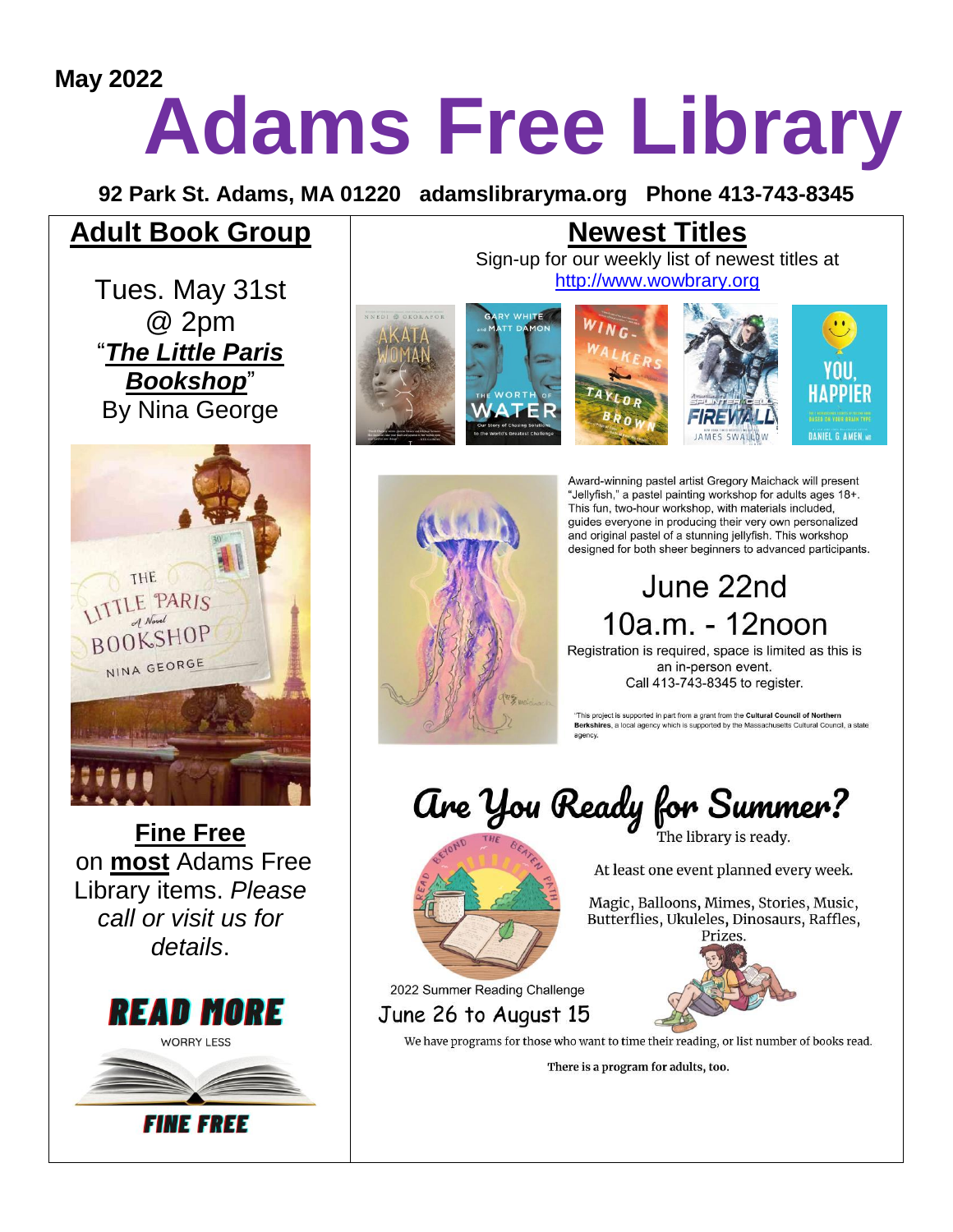May 2022

# Adams Free Library

**92 Park St. Adams, MA 01220 adamslibraryma.org Phone 413-743-8345**

## Adult Book Group

Tues. May 31st
@ 2pm
"***The Little Paris Bookshop***"
By Nina George

## Fine Free

on **most** Adams Free Library items. *Please call or visit us for details*.

READ MORE
WORRY LESS
FINE FREE

## Newest Titles

Sign-up for our weekly list of newest titles at
http://www.wowbrary.org

Award-winning pastel artist Gregory Maichack will present "Jellyfish," a pastel painting workshop for adults ages 18+. This fun, two-hour workshop, with materials included, guides everyone in producing their very own personalized and original pastel of a stunning jellyfish. This workshop designed for both sheer beginners to advanced participants.

June 22nd
10a.m. - 12noon

Registration is required, space is limited as this is an in-person event.
Call 413-743-8345 to register.

"This project is supported in part from a grant from the **Cultural Council of Northern Berkshires**, a local agency which is supported by the Massachusetts Cultural Council, a state agency.

## Are You Ready for Summer?

The library is ready.

At least one event planned every week.

Magic, Balloons, Mimes, Stories, Music, Butterflies, Ukuleles, Dinosaurs, Raffles, Prizes.

2022 Summer Reading Challenge
June 26 to August 15

We have programs for those who want to time their reading, or list number of books read.

**There is a program for adults, too.**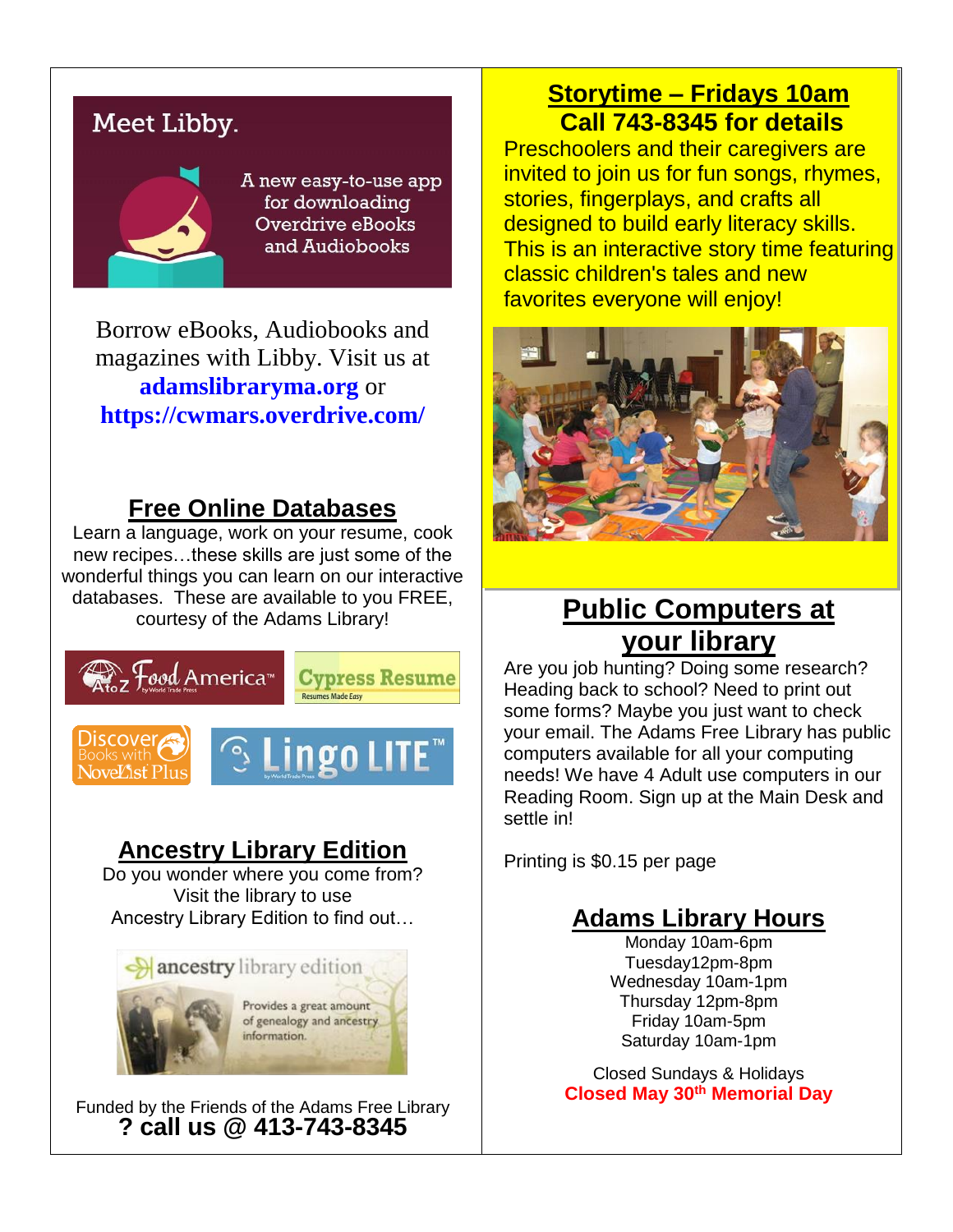Meet Libby.

A new easy-to-use app for downloading Overdrive eBooks and Audiobooks

Borrow eBooks, Audiobooks and magazines with Libby. Visit us at **adamslibraryma.org** or **https://cwmars.overdrive.com/**

## Free Online Databases

Learn a language, work on your resume, cook new recipes…these skills are just some of the wonderful things you can learn on our interactive databases. These are available to you FREE, courtesy of the Adams Library!

AtoZ Food America™ by World Trade Press

Cypress Resume – Resumes Made Easy

Discover Books with NoveList Plus

Lingo LITE™ by World Trade Press

## Ancestry Library Edition

Do you wonder where you come from? Visit the library to use Ancestry Library Edition to find out…

ancestry library edition

Provides a great amount of genealogy and ancestry information.

Funded by the Friends of the Adams Free Library

**? call us @ 413-743-8345**

## Storytime – Fridays 10am

**Call 743-8345 for details**

Preschoolers and their caregivers are invited to join us for fun songs, rhymes, stories, fingerplays, and crafts all designed to build early literacy skills. This is an interactive story time featuring classic children's tales and new favorites everyone will enjoy!

## Public Computers at your library

Are you job hunting? Doing some research? Heading back to school? Need to print out some forms? Maybe you just want to check your email. The Adams Free Library has public computers available for all your computing needs! We have 4 Adult use computers in our Reading Room. Sign up at the Main Desk and settle in!

Printing is $0.15 per page

## Adams Library Hours

Monday 10am-6pm
Tuesday12pm-8pm
Wednesday 10am-1pm
Thursday 12pm-8pm
Friday 10am-5pm
Saturday 10am-1pm

Closed Sundays & Holidays

**Closed May 30th Memorial Day**